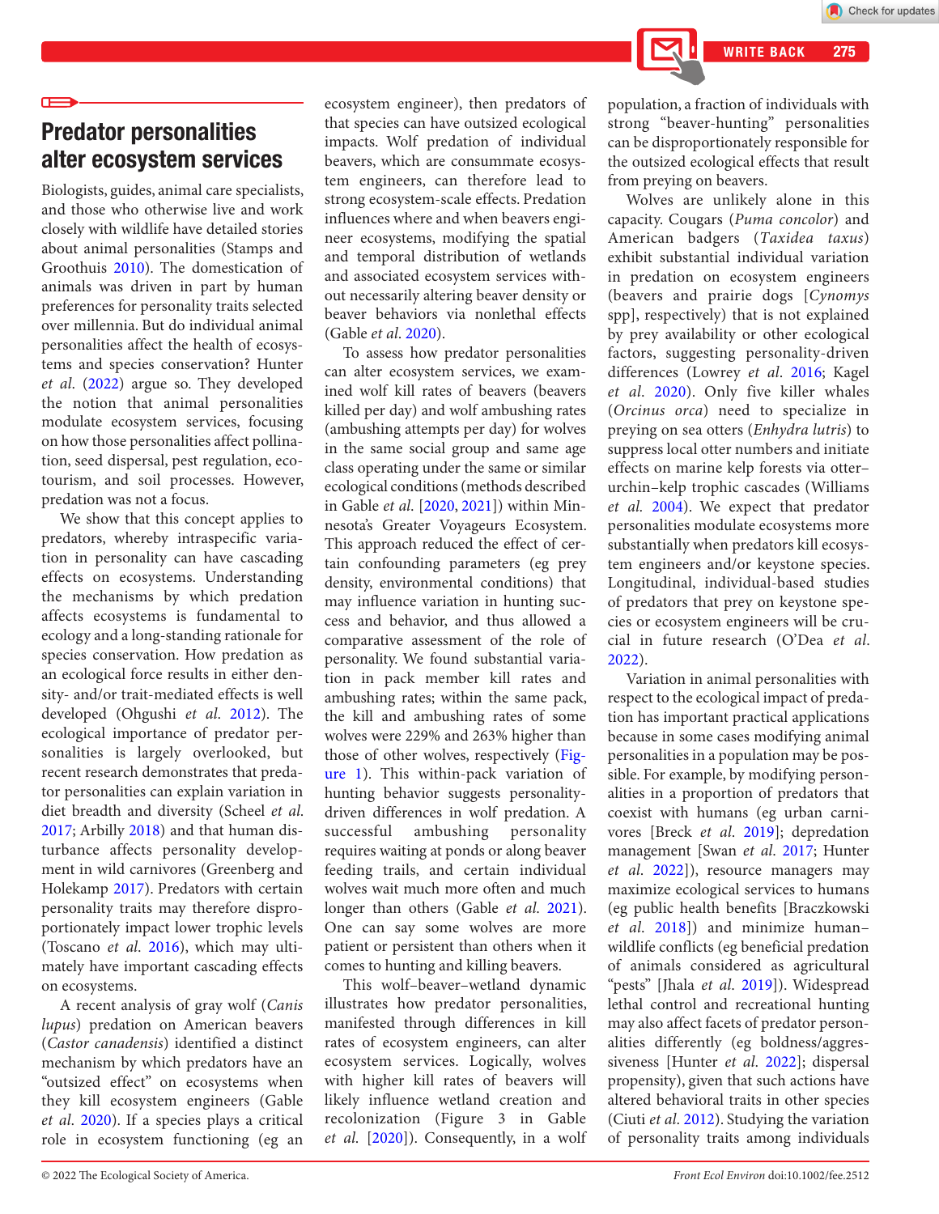# Predator personalities alter ecosystem services

Biologists, guides, animal care specialists, and those who otherwise live and work closely with wildlife have detailed stories about animal personalities (Stamps and Groothuis 2010). The domestication of animals was driven in part by human preferences for personality traits selected over millennia. But do individual animal personalities affect the health of ecosystems and species conservation? Hunter *et al.* (2022) argue so. They developed the notion that animal personalities modulate ecosystem services, focusing on how those personalities affect pollination, seed dispersal, pest regulation, ecotourism, and soil processes. However, predation was not a focus.

We show that this concept applies to predators, whereby intraspecific variation in personality can have cascading effects on ecosystems. Understanding the mechanisms by which predation affects ecosystems is fundamental to ecology and a long-standing rationale for species conservation. How predation as an ecological force results in either density- and/or trait-mediated effects is well developed (Ohgushi *et al.* 2012). The ecological importance of predator personalities is largely overlooked, but recent research demonstrates that predator personalities can explain variation in diet breadth and diversity (Scheel *et al.* 2017; Arbilly 2018) and that human disturbance affects personality development in wild carnivores (Greenberg and Holekamp 2017). Predators with certain personality traits may therefore disproportionately impact lower trophic levels (Toscano *et al.* 2016), which may ultimately have important cascading effects on ecosystems.

A recent analysis of gray wolf (*Canis lupus*) predation on American beavers (*Castor canadensis*) identified a distinct mechanism by which predators have an "outsized effect" on ecosystems when they kill ecosystem engineers (Gable *et al.* 2020). If a species plays a critical role in ecosystem functioning (eg an ecosystem engineer), then predators of that species can have outsized ecological impacts. Wolf predation of individual beavers, which are consummate ecosystem engineers, can therefore lead to strong ecosystem-scale effects. Predation influences where and when beavers engineer ecosystems, modifying the spatial and temporal distribution of wetlands and associated ecosystem services without necessarily altering beaver density or beaver behaviors via nonlethal effects (Gable *et al.* 2020).

To assess how predator personalities can alter ecosystem services, we examined wolf kill rates of beavers (beavers killed per day) and wolf ambushing rates (ambushing attempts per day) for wolves in the same social group and same age class operating under the same or similar ecological conditions (methods described in Gable *et al.* [2020, 2021]) within Minnesota's Greater Voyageurs Ecosystem. This approach reduced the effect of certain confounding parameters (eg prey density, environmental conditions) that may influence variation in hunting success and behavior, and thus allowed a comparative assessment of the role of personality. We found substantial variation in pack member kill rates and ambushing rates; within the same pack, the kill and ambushing rates of some wolves were 229% and 263% higher than those of other wolves, respectively (Figure 1). This within-pack variation of hunting behavior suggests personality-driven differences in wolf predation. A successful ambushing personality requires waiting at ponds or along beaver feeding trails, and certain individual wolves wait much more often and much longer than others (Gable *et al.* 2021). One can say some wolves are more patient or persistent than others when it comes to hunting and killing beavers.

This wolf–beaver–wetland dynamic illustrates how predator personalities, manifested through differences in kill rates of ecosystem engineers, can alter ecosystem services. Logically, wolves with higher kill rates of beavers will likely influence wetland creation and recolonization (Figure 3 in Gable *et al.* [2020]). Consequently, in a wolf population, a fraction of individuals with strong "beaver-hunting" personalities can be disproportionately responsible for the outsized ecological effects that result from preying on beavers.

Wolves are unlikely alone in this capacity. Cougars (*Puma concolor*) and American badgers (*Taxidea taxus*) exhibit substantial individual variation in predation on ecosystem engineers (beavers and prairie dogs [*Cynomys* spp], respectively) that is not explained by prey availability or other ecological factors, suggesting personality-driven differences (Lowrey *et al.* 2016; Kagel *et al.* 2020). Only five killer whales (*Orcinus orca*) need to specialize in preying on sea otters (*Enhydra lutris*) to suppress local otter numbers and initiate effects on marine kelp forests via otter–urchin–kelp trophic cascades (Williams *et al.* 2004). We expect that predator personalities modulate ecosystems more substantially when predators kill ecosystem engineers and/or keystone species. Longitudinal, individual-based studies of predators that prey on keystone species or ecosystem engineers will be crucial in future research (O'Dea *et al.* 2022).

Variation in animal personalities with respect to the ecological impact of predation has important practical applications because in some cases modifying animal personalities in a population may be possible. For example, by modifying personalities in a proportion of predators that coexist with humans (eg urban carnivores [Breck *et al.* 2019]; depredation management [Swan *et al.* 2017; Hunter *et al.* 2022]), resource managers may maximize ecological services to humans (eg public health benefits [Braczkowski *et al.* 2018]) and minimize human–wildlife conflicts (eg beneficial predation of animals considered as agricultural "pests" [Jhala *et al.* 2019]). Widespread lethal control and recreational hunting may also affect facets of predator personalities differently (eg boldness/aggressiveness [Hunter *et al.* 2022]; dispersal propensity), given that such actions have altered behavioral traits in other species (Ciuti *et al.* 2012). Studying the variation of personality traits among individuals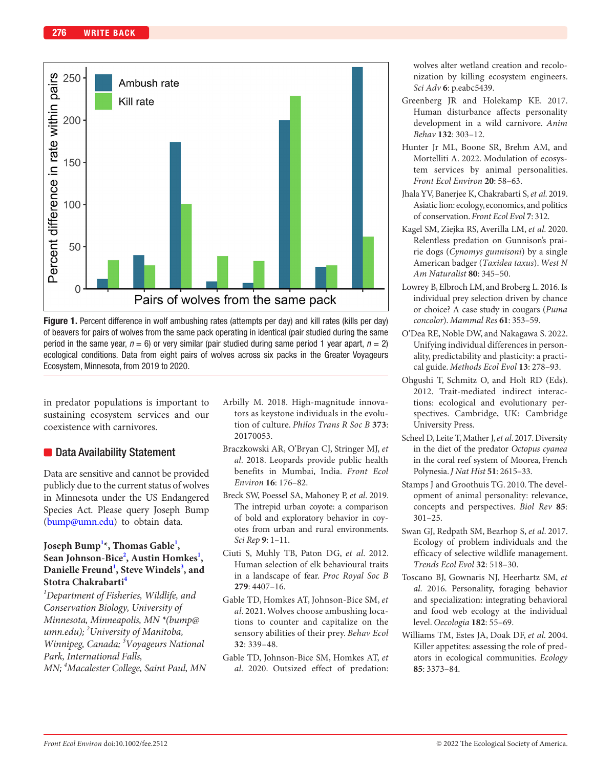Figure 1. Percent difference in wolf ambushing rates (attempts per day) and kill rates (kills per day) of beavers for pairs of wolves from the same pack operating in identical (pair studied during the same period in the same year, $n = 6$) or very similar (pair studied during same period 1 year apart, $n = 2$) ecological conditions. Data from eight pairs of wolves across six packs in the Greater Voyageurs Ecosystem, Minnesota, from 2019 to 2020.

in predator populations is important to sustaining ecosystem services and our coexistence with carnivores.

## Data Availability Statement

Data are sensitive and cannot be provided publicly due to the current status of wolves in Minnesota under the US Endangered Species Act. Please query Joseph Bump (bump@umn.edu) to obtain data.

**Joseph Bump[1]*, Thomas Gable[1], Sean Johnson-Bice[2], Austin Homkes[1], Danielle Freund[1], Steve Windels[3], and Stotra Chakrabarti[4]**

*[1]Department of Fisheries, Wildlife, and Conservation Biology, University of Minnesota, Minneapolis, MN *(bump@umn.edu); [2]University of Manitoba, Winnipeg, Canada; [3]Voyageurs National Park, International Falls, MN; [4]Macalester College, Saint Paul, MN*

Arbilly M. 2018. High-magnitude innovators as keystone individuals in the evolution of culture. *Philos Trans R Soc B* **373**: 20170053.

Braczkowski AR, O'Bryan CJ, Stringer MJ, *et al.* 2018. Leopards provide public health benefits in Mumbai, India. *Front Ecol Environ* **16**: 176–82.

Breck SW, Poessel SA, Mahoney P, *et al.* 2019. The intrepid urban coyote: a comparison of bold and exploratory behavior in coyotes from urban and rural environments. *Sci Rep* **9**: 1–11.

Ciuti S, Muhly TB, Paton DG, *et al.* 2012. Human selection of elk behavioural traits in a landscape of fear. *Proc Royal Soc B* **279**: 4407–16.

Gable TD, Homkes AT, Johnson-Bice SM, *et al.* 2021. Wolves choose ambushing locations to counter and capitalize on the sensory abilities of their prey. *Behav Ecol* **32**: 339–48.

Gable TD, Johnson-Bice SM, Homkes AT, *et al.* 2020. Outsized effect of predation: wolves alter wetland creation and recolonization by killing ecosystem engineers. *Sci Adv* **6**: p.eabc5439.

Greenberg JR and Holekamp KE. 2017. Human disturbance affects personality development in a wild carnivore. *Anim Behav* **132**: 303–12.

Hunter Jr ML, Boone SR, Brehm AM, and Mortelliti A. 2022. Modulation of ecosystem services by animal personalities. *Front Ecol Environ* **20**: 58–63.

Jhala YV, Banerjee K, Chakrabarti S, *et al.* 2019. Asiatic lion: ecology, economics, and politics of conservation. *Front Ecol Evol* **7**: 312.

Kagel SM, Ziejka RS, Averilla LM, *et al.* 2020. Relentless predation on Gunnison's prairie dogs (*Cynomys gunnisoni*) by a single American badger (*Taxidea taxus*). *West N Am Naturalist* **80**: 345–50.

Lowrey B, Elbroch LM, and Broberg L. 2016. Is individual prey selection driven by chance or choice? A case study in cougars (*Puma concolor*). *Mammal Res* **61**: 353–59.

O'Dea RE, Noble DW, and Nakagawa S. 2022. Unifying individual differences in personality, predictability and plasticity: a practical guide. *Methods Ecol Evol* **13**: 278–93.

Ohgushi T, Schmitz O, and Holt RD (Eds). 2012. Trait-mediated indirect interactions: ecological and evolutionary perspectives. Cambridge, UK: Cambridge University Press.

Scheel D, Leite T, Mather J, *et al.* 2017. Diversity in the diet of the predator *Octopus cyanea* in the coral reef system of Moorea, French Polynesia. *J Nat Hist* **51**: 2615–33.

Stamps J and Groothuis TG. 2010. The development of animal personality: relevance, concepts and perspectives. *Biol Rev* **85**: 301–25.

Swan GJ, Redpath SM, Bearhop S, *et al.* 2017. Ecology of problem individuals and the efficacy of selective wildlife management. *Trends Ecol Evol* **32**: 518–30.

Toscano BJ, Gownaris NJ, Heerhartz SM, *et al.* 2016. Personality, foraging behavior and specialization: integrating behavioral and food web ecology at the individual level. *Oecologia* **182**: 55–69.

Williams TM, Estes JA, Doak DF, *et al.* 2004. Killer appetites: assessing the role of predators in ecological communities. *Ecology* **85**: 3373–84.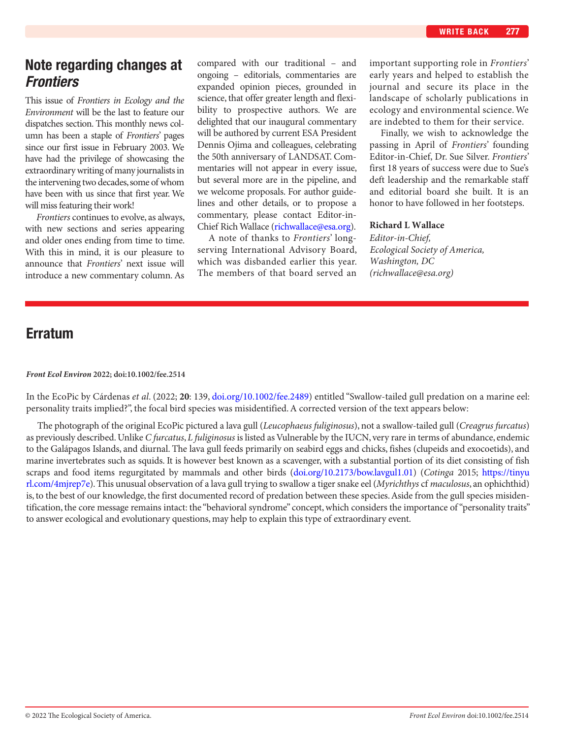## Note regarding changes at *Frontiers*

This issue of *Frontiers in Ecology and the Environment* will be the last to feature our dispatches section. This monthly news column has been a staple of *Frontiers*' pages since our first issue in February 2003. We have had the privilege of showcasing the extraordinary writing of many journalists in the intervening two decades, some of whom have been with us since that first year. We will miss featuring their work!

*Frontiers* continues to evolve, as always, with new sections and series appearing and older ones ending from time to time. With this in mind, it is our pleasure to announce that *Frontiers*' next issue will introduce a new commentary column. As compared with our traditional – and ongoing – editorials, commentaries are expanded opinion pieces, grounded in science, that offer greater length and flexibility to prospective authors. We are delighted that our inaugural commentary will be authored by current ESA President Dennis Ojima and colleagues, celebrating the 50th anniversary of LANDSAT. Commentaries will not appear in every issue, but several more are in the pipeline, and we welcome proposals. For author guidelines and other details, or to propose a commentary, please contact Editor-in-Chief Rich Wallace (richwallace@esa.org).

A note of thanks to *Frontiers*' long-serving International Advisory Board, which was disbanded earlier this year. The members of that board served an important supporting role in *Frontiers*' early years and helped to establish the journal and secure its place in the landscape of scholarly publications in ecology and environmental science. We are indebted to them for their service.

Finally, we wish to acknowledge the passing in April of *Frontiers*' founding Editor-in-Chief, Dr. Sue Silver. *Frontiers*' first 18 years of success were due to Sue's deft leadership and the remarkable staff and editorial board she built. It is an honor to have followed in her footsteps.

**Richard L Wallace**
*Editor-in-Chief,*
*Ecological Society of America,*
*Washington, DC*
*(richwallace@esa.org)*

## Erratum

***Front Ecol Environ* 2022; doi:10.1002/fee.2514**

In the EcoPic by Cárdenas *et al*. (2022; **20**: 139, doi.org/10.1002/fee.2489) entitled "Swallow-tailed gull predation on a marine eel: personality traits implied?", the focal bird species was misidentified. A corrected version of the text appears below:

The photograph of the original EcoPic pictured a lava gull (*Leucophaeus fuliginosus*), not a swallow-tailed gull (*Creagrus furcatus*) as previously described. Unlike *C furcatus*, *L fuliginosus* is listed as Vulnerable by the IUCN, very rare in terms of abundance, endemic to the Galápagos Islands, and diurnal. The lava gull feeds primarily on seabird eggs and chicks, fishes (clupeids and exocoetids), and marine invertebrates such as squids. It is however best known as a scavenger, with a substantial portion of its diet consisting of fish scraps and food items regurgitated by mammals and other birds (doi.org/10.2173/bow.lavgul1.01) (*Cotinga* 2015; https://tinyurl.com/4mjrep7e). This unusual observation of a lava gull trying to swallow a tiger snake eel (*Myrichthys* cf *maculosus*, an ophichthid) is, to the best of our knowledge, the first documented record of predation between these species. Aside from the gull species misidentification, the core message remains intact: the "behavioral syndrome" concept, which considers the importance of "personality traits" to answer ecological and evolutionary questions, may help to explain this type of extraordinary event.